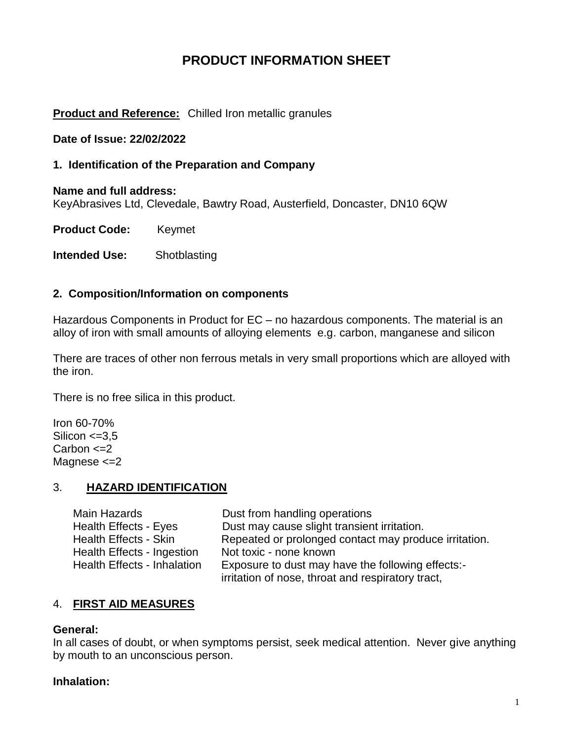# PRODUCT INFORMATION SHEET

**Product and Reference:** Chilled Iron metallic granules

**Date of Issue: 22/02/2022**

## 1. Identification of the Preparation and Company

**Name and full address:**
KeyAbrasives Ltd, Clevedale, Bawtry Road, Austerfield, Doncaster, DN10 6QW

**Product Code:** Keymet

**Intended Use:** Shotblasting

## 2. Composition/Information on components

Hazardous Components in Product for EC – no hazardous components. The material is an alloy of iron with small amounts of alloying elements e.g. carbon, manganese and silicon

There are traces of other non ferrous metals in very small proportions which are alloyed with the iron.

There is no free silica in this product.

Iron 60-70%
Silicon <=3,5
Carbon <=2
Magnese <=2

## 3. HAZARD IDENTIFICATION

| | |
|---|---|
| Main Hazards | Dust from handling operations |
| Health Effects - Eyes | Dust may cause slight transient irritation. |
| Health Effects - Skin | Repeated or prolonged contact may produce irritation. |
| Health Effects - Ingestion | Not toxic - none known |
| Health Effects - Inhalation | Exposure to dust may have the following effects:- irritation of nose, throat and respiratory tract, |

## 4. FIRST AID MEASURES

**General:**
In all cases of doubt, or when symptoms persist, seek medical attention. Never give anything by mouth to an unconscious person.

**Inhalation:**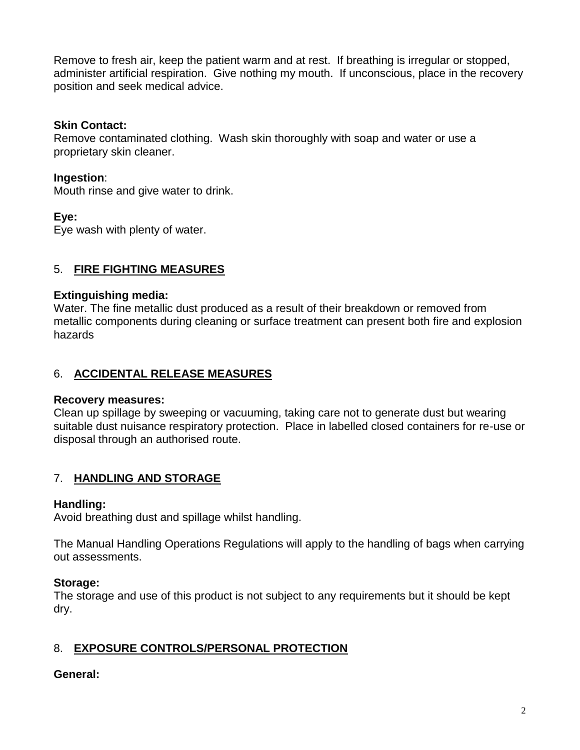Remove to fresh air, keep the patient warm and at rest. If breathing is irregular or stopped, administer artificial respiration. Give nothing my mouth. If unconscious, place in the recovery position and seek medical advice.

**Skin Contact:**
Remove contaminated clothing. Wash skin thoroughly with soap and water or use a proprietary skin cleaner.

**Ingestion**:
Mouth rinse and give water to drink.

**Eye:**
Eye wash with plenty of water.

## 5. FIRE FIGHTING MEASURES

**Extinguishing media:**
Water. The fine metallic dust produced as a result of their breakdown or removed from metallic components during cleaning or surface treatment can present both fire and explosion hazards

## 6. ACCIDENTAL RELEASE MEASURES

**Recovery measures:**
Clean up spillage by sweeping or vacuuming, taking care not to generate dust but wearing suitable dust nuisance respiratory protection. Place in labelled closed containers for re-use or disposal through an authorised route.

## 7. HANDLING AND STORAGE

**Handling:**
Avoid breathing dust and spillage whilst handling.

The Manual Handling Operations Regulations will apply to the handling of bags when carrying out assessments.

**Storage:**
The storage and use of this product is not subject to any requirements but it should be kept dry.

## 8. EXPOSURE CONTROLS/PERSONAL PROTECTION

**General:**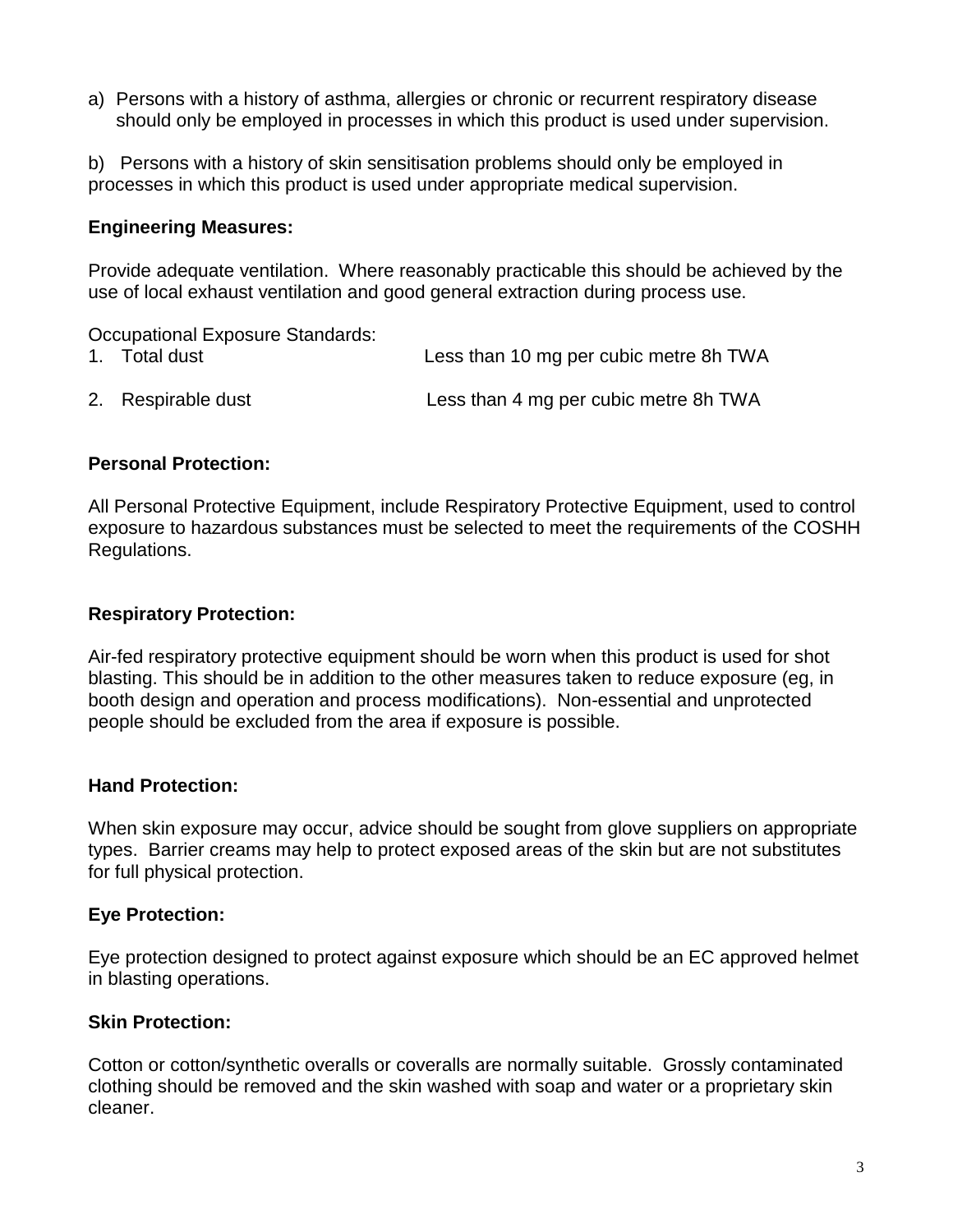a) Persons with a history of asthma, allergies or chronic or recurrent respiratory disease should only be employed in processes in which this product is used under supervision.

b) Persons with a history of skin sensitisation problems should only be employed in processes in which this product is used under appropriate medical supervision.

**Engineering Measures:**

Provide adequate ventilation. Where reasonably practicable this should be achieved by the use of local exhaust ventilation and good general extraction during process use.

Occupational Exposure Standards:

| | |
|---|---|
| 1. Total dust | Less than 10 mg per cubic metre 8h TWA |
| 2. Respirable dust | Less than 4 mg per cubic metre 8h TWA |

**Personal Protection:**

All Personal Protective Equipment, include Respiratory Protective Equipment, used to control exposure to hazardous substances must be selected to meet the requirements of the COSHH Regulations.

**Respiratory Protection:**

Air-fed respiratory protective equipment should be worn when this product is used for shot blasting. This should be in addition to the other measures taken to reduce exposure (eg, in booth design and operation and process modifications). Non-essential and unprotected people should be excluded from the area if exposure is possible.

**Hand Protection:**

When skin exposure may occur, advice should be sought from glove suppliers on appropriate types. Barrier creams may help to protect exposed areas of the skin but are not substitutes for full physical protection.

**Eye Protection:**

Eye protection designed to protect against exposure which should be an EC approved helmet in blasting operations.

**Skin Protection:**

Cotton or cotton/synthetic overalls or coveralls are normally suitable. Grossly contaminated clothing should be removed and the skin washed with soap and water or a proprietary skin cleaner.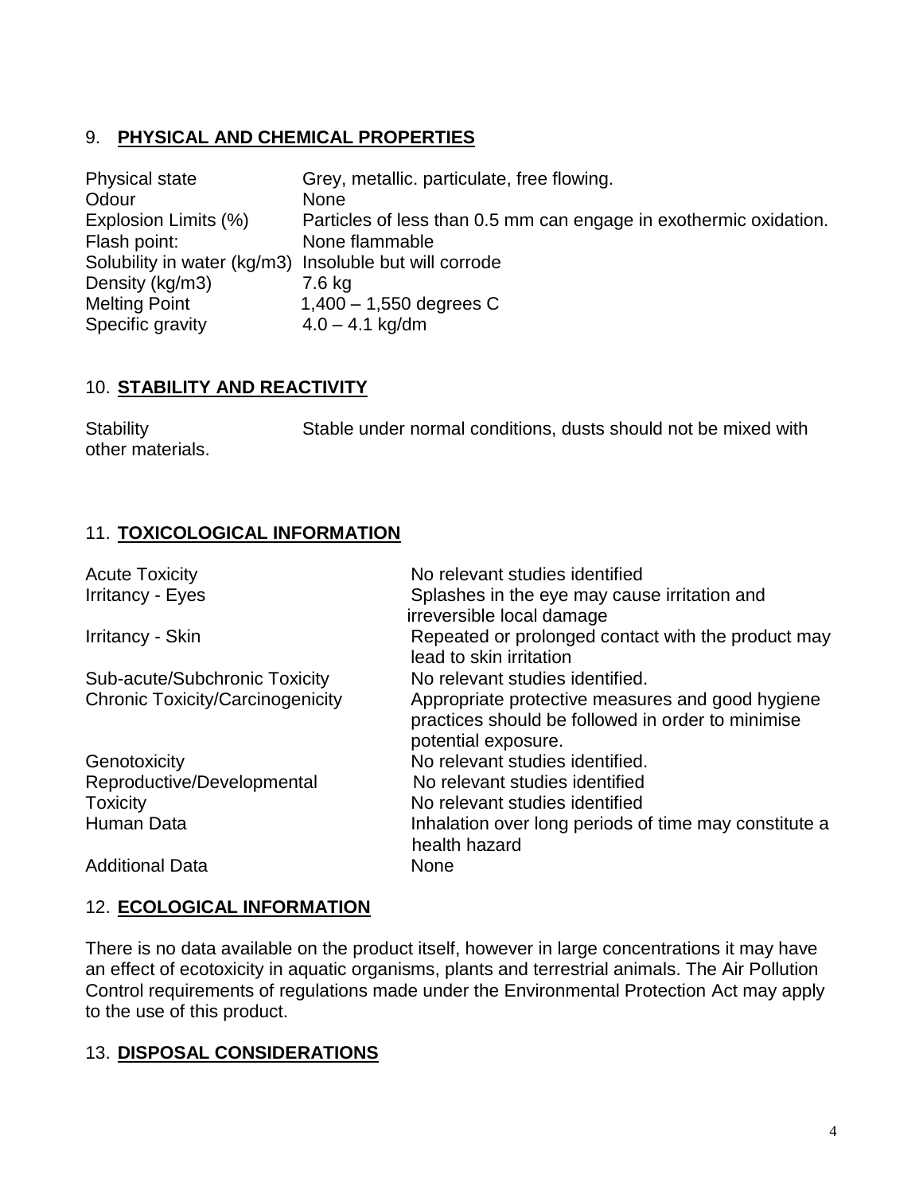## 9. **PHYSICAL AND CHEMICAL PROPERTIES**

| | |
|---|---|
| Physical state | Grey, metallic. particulate, free flowing. |
| Odour | None |
| Explosion Limits (%) | Particles of less than 0.5 mm can engage in exothermic oxidation. |
| Flash point: | None flammable |
| Solubility in water (kg/m3) | Insoluble but will corrode |
| Density (kg/m3) | 7.6 kg |
| Melting Point | 1,400 – 1,550 degrees C |
| Specific gravity | 4.0 – 4.1 kg/dm |

## 10. **STABILITY AND REACTIVITY**

Stability Stable under normal conditions, dusts should not be mixed with other materials.

## 11. **TOXICOLOGICAL INFORMATION**

| | |
|---|---|
| Acute Toxicity | No relevant studies identified |
| Irritancy - Eyes | Splashes in the eye may cause irritation and irreversible local damage |
| Irritancy - Skin | Repeated or prolonged contact with the product may lead to skin irritation |
| Sub-acute/Subchronic Toxicity | No relevant studies identified. |
| Chronic Toxicity/Carcinogenicity | Appropriate protective measures and good hygiene practices should be followed in order to minimise potential exposure. |
| Genotoxicity | No relevant studies identified. |
| Reproductive/Developmental | No relevant studies identified |
| Toxicity | No relevant studies identified |
| Human Data | Inhalation over long periods of time may constitute a health hazard |
| Additional Data | None |

## 12. **ECOLOGICAL INFORMATION**

There is no data available on the product itself, however in large concentrations it may have an effect of ecotoxicity in aquatic organisms, plants and terrestrial animals. The Air Pollution Control requirements of regulations made under the Environmental Protection Act may apply to the use of this product.

## 13. **DISPOSAL CONSIDERATIONS**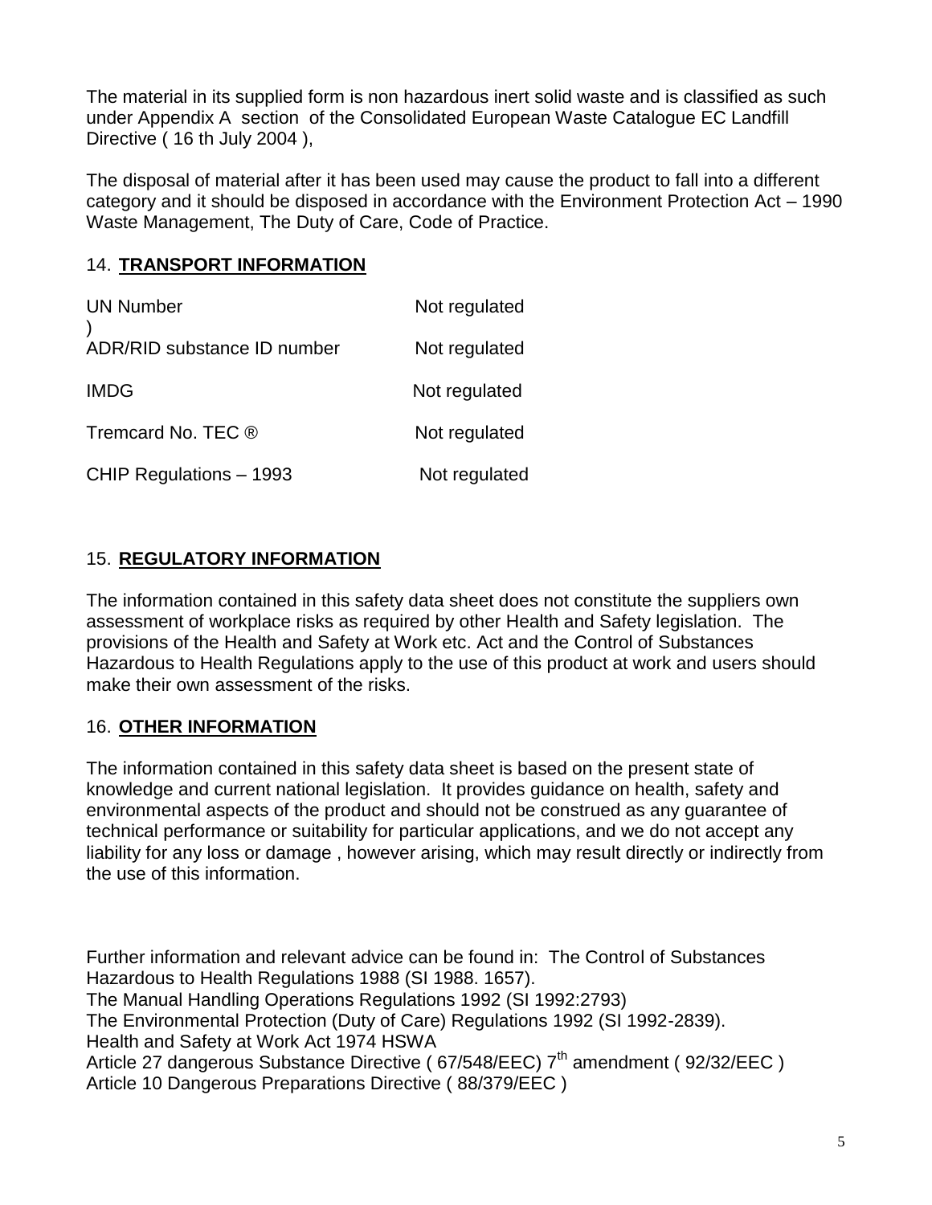The material in its supplied form is non hazardous inert solid waste and is classified as such under Appendix A section of the Consolidated European Waste Catalogue EC Landfill Directive ( 16 th July 2004 ),

The disposal of material after it has been used may cause the product to fall into a different category and it should be disposed in accordance with the Environment Protection Act – 1990 Waste Management, The Duty of Care, Code of Practice.

## 14. **TRANSPORT INFORMATION**

| | |
|---|---|
| UN Number ) | Not regulated |
| ADR/RID substance ID number | Not regulated |
| IMDG | Not regulated |
| Tremcard No. TEC ® | Not regulated |
| CHIP Regulations – 1993 | Not regulated |

## 15. **REGULATORY INFORMATION**

The information contained in this safety data sheet does not constitute the suppliers own assessment of workplace risks as required by other Health and Safety legislation. The provisions of the Health and Safety at Work etc. Act and the Control of Substances Hazardous to Health Regulations apply to the use of this product at work and users should make their own assessment of the risks.

## 16. **OTHER INFORMATION**

The information contained in this safety data sheet is based on the present state of knowledge and current national legislation. It provides guidance on health, safety and environmental aspects of the product and should not be construed as any guarantee of technical performance or suitability for particular applications, and we do not accept any liability for any loss or damage , however arising, which may result directly or indirectly from the use of this information.

Further information and relevant advice can be found in: The Control of Substances Hazardous to Health Regulations 1988 (SI 1988. 1657).
The Manual Handling Operations Regulations 1992 (SI 1992:2793)
The Environmental Protection (Duty of Care) Regulations 1992 (SI 1992-2839).
Health and Safety at Work Act 1974 HSWA
Article 27 dangerous Substance Directive ( 67/548/EEC) 7th amendment ( 92/32/EEC )
Article 10 Dangerous Preparations Directive ( 88/379/EEC )